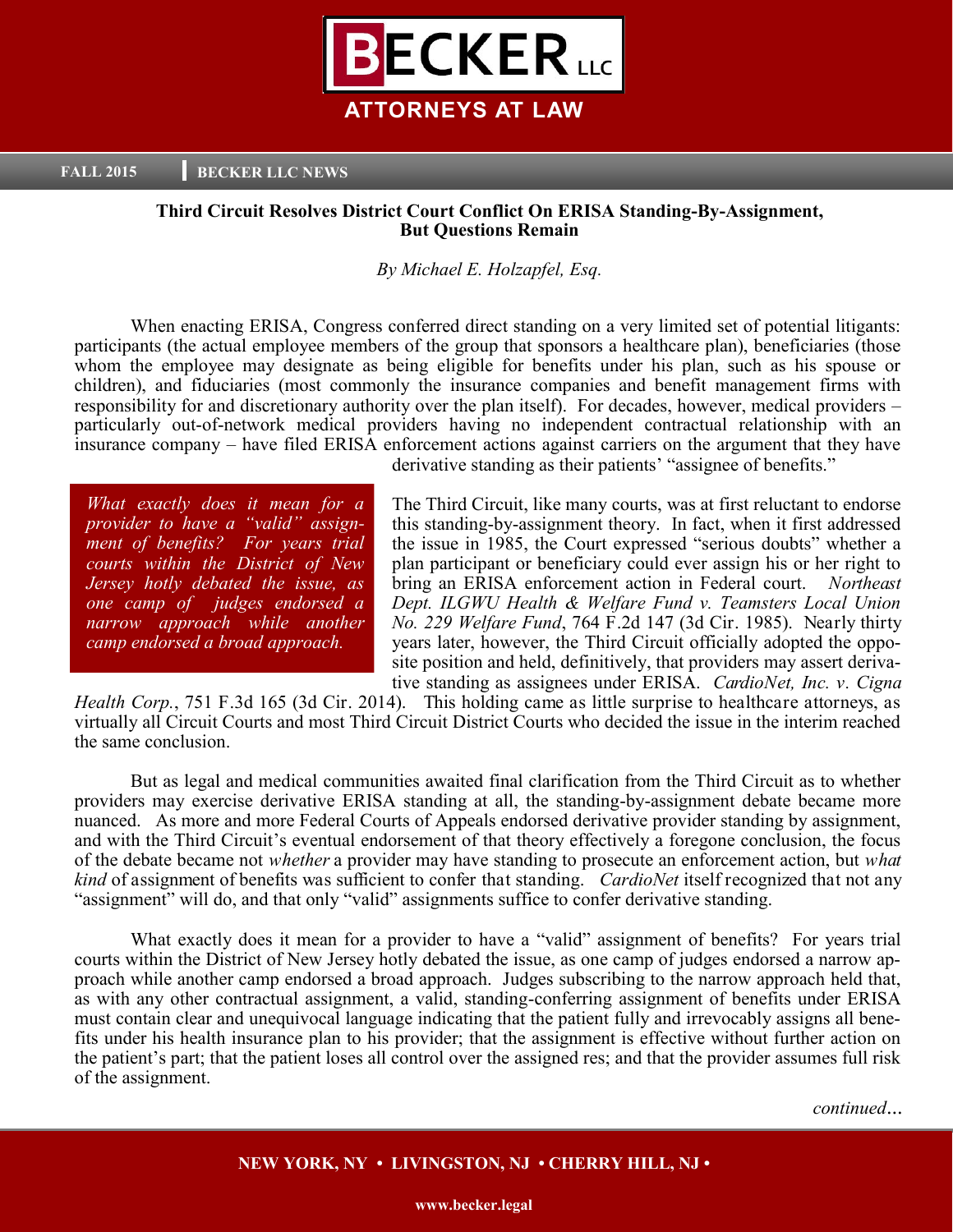# BECKER LLC

**ATTORNEYS AT LAW**

**FALL 2015** | **BECKER LLC NEWS**

## Third Circuit Resolves District Court Conflict On ERISA Standing-By-Assignment, But Questions Remain

*By Michael E. Holzapfel, Esq.*

When enacting ERISA, Congress conferred direct standing on a very limited set of potential litigants: participants (the actual employee members of the group that sponsors a healthcare plan), beneficiaries (those whom the employee may designate as being eligible for benefits under his plan, such as his spouse or children), and fiduciaries (most commonly the insurance companies and benefit management firms with responsibility for and discretionary authority over the plan itself). For decades, however, medical providers – particularly out-of-network medical providers having no independent contractual relationship with an insurance company – have filed ERISA enforcement actions against carriers on the argument that they have derivative standing as their patients' "assignee of benefits."

> *What exactly does it mean for a provider to have a "valid" assignment of benefits? For years trial courts within the District of New Jersey hotly debated the issue, as one camp of judges endorsed a narrow approach while another camp endorsed a broad approach.*

The Third Circuit, like many courts, was at first reluctant to endorse this standing-by-assignment theory. In fact, when it first addressed the issue in 1985, the Court expressed "serious doubts" whether a plan participant or beneficiary could ever assign his or her right to bring an ERISA enforcement action in Federal court. *Northeast Dept. ILGWU Health & Welfare Fund v. Teamsters Local Union No. 229 Welfare Fund*, 764 F.2d 147 (3d Cir. 1985). Nearly thirty years later, however, the Third Circuit officially adopted the opposite position and held, definitively, that providers may assert derivative standing as assignees under ERISA. *CardioNet, Inc. v. Cigna Health Corp.*, 751 F.3d 165 (3d Cir. 2014). This holding came as little surprise to healthcare attorneys, as virtually all Circuit Courts and most Third Circuit District Courts who decided the issue in the interim reached the same conclusion.

But as legal and medical communities awaited final clarification from the Third Circuit as to whether providers may exercise derivative ERISA standing at all, the standing-by-assignment debate became more nuanced. As more and more Federal Courts of Appeals endorsed derivative provider standing by assignment, and with the Third Circuit's eventual endorsement of that theory effectively a foregone conclusion, the focus of the debate became not *whether* a provider may have standing to prosecute an enforcement action, but *what kind* of assignment of benefits was sufficient to confer that standing. *CardioNet* itself recognized that not any "assignment" will do, and that only "valid" assignments suffice to confer derivative standing.

What exactly does it mean for a provider to have a "valid" assignment of benefits? For years trial courts within the District of New Jersey hotly debated the issue, as one camp of judges endorsed a narrow approach while another camp endorsed a broad approach. Judges subscribing to the narrow approach held that, as with any other contractual assignment, a valid, standing-conferring assignment of benefits under ERISA must contain clear and unequivocal language indicating that the patient fully and irrevocably assigns all benefits under his health insurance plan to his provider; that the assignment is effective without further action on the patient's part; that the patient loses all control over the assigned res; and that the provider assumes full risk of the assignment.

*continued...*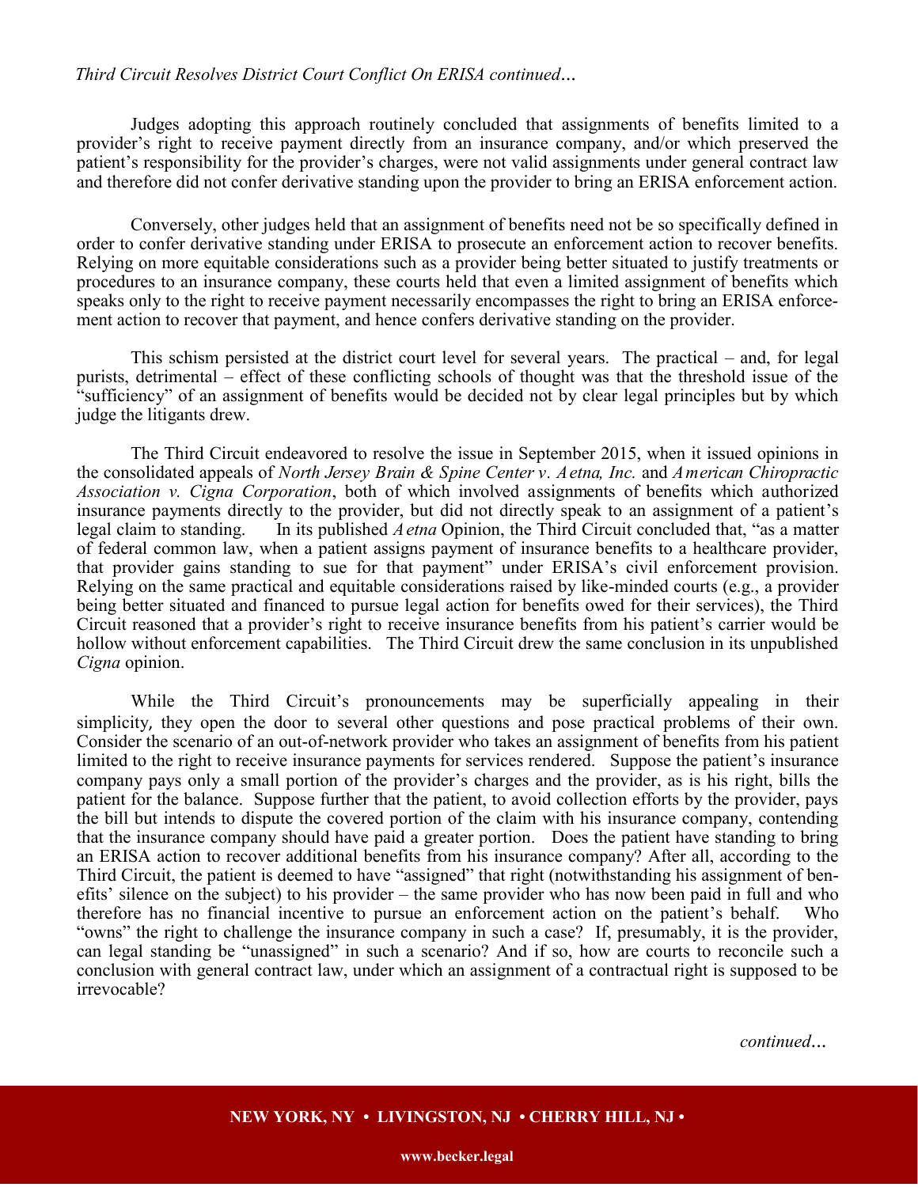*Third Circuit Resolves District Court Conflict On ERISA continued…*

Judges adopting this approach routinely concluded that assignments of benefits limited to a provider's right to receive payment directly from an insurance company, and/or which preserved the patient's responsibility for the provider's charges, were not valid assignments under general contract law and therefore did not confer derivative standing upon the provider to bring an ERISA enforcement action.

Conversely, other judges held that an assignment of benefits need not be so specifically defined in order to confer derivative standing under ERISA to prosecute an enforcement action to recover benefits. Relying on more equitable considerations such as a provider being better situated to justify treatments or procedures to an insurance company, these courts held that even a limited assignment of benefits which speaks only to the right to receive payment necessarily encompasses the right to bring an ERISA enforcement action to recover that payment, and hence confers derivative standing on the provider.

This schism persisted at the district court level for several years. The practical – and, for legal purists, detrimental – effect of these conflicting schools of thought was that the threshold issue of the "sufficiency" of an assignment of benefits would be decided not by clear legal principles but by which judge the litigants drew.

The Third Circuit endeavored to resolve the issue in September 2015, when it issued opinions in the consolidated appeals of *North Jersey Brain & Spine Center v. Aetna, Inc.* and *American Chiropractic Association v. Cigna Corporation*, both of which involved assignments of benefits which authorized insurance payments directly to the provider, but did not directly speak to an assignment of a patient's legal claim to standing. In its published *Aetna* Opinion, the Third Circuit concluded that, "as a matter of federal common law, when a patient assigns payment of insurance benefits to a healthcare provider, that provider gains standing to sue for that payment" under ERISA's civil enforcement provision. Relying on the same practical and equitable considerations raised by like-minded courts (e.g., a provider being better situated and financed to pursue legal action for benefits owed for their services), the Third Circuit reasoned that a provider's right to receive insurance benefits from his patient's carrier would be hollow without enforcement capabilities. The Third Circuit drew the same conclusion in its unpublished *Cigna* opinion.

While the Third Circuit's pronouncements may be superficially appealing in their simplicity, they open the door to several other questions and pose practical problems of their own. Consider the scenario of an out-of-network provider who takes an assignment of benefits from his patient limited to the right to receive insurance payments for services rendered. Suppose the patient's insurance company pays only a small portion of the provider's charges and the provider, as is his right, bills the patient for the balance. Suppose further that the patient, to avoid collection efforts by the provider, pays the bill but intends to dispute the covered portion of the claim with his insurance company, contending that the insurance company should have paid a greater portion. Does the patient have standing to bring an ERISA action to recover additional benefits from his insurance company? After all, according to the Third Circuit, the patient is deemed to have "assigned" that right (notwithstanding his assignment of benefits' silence on the subject) to his provider – the same provider who has now been paid in full and who therefore has no financial incentive to pursue an enforcement action on the patient's behalf. Who "owns" the right to challenge the insurance company in such a case? If, presumably, it is the provider, can legal standing be "unassigned" in such a scenario? And if so, how are courts to reconcile such a conclusion with general contract law, under which an assignment of a contractual right is supposed to be irrevocable?

*continued…*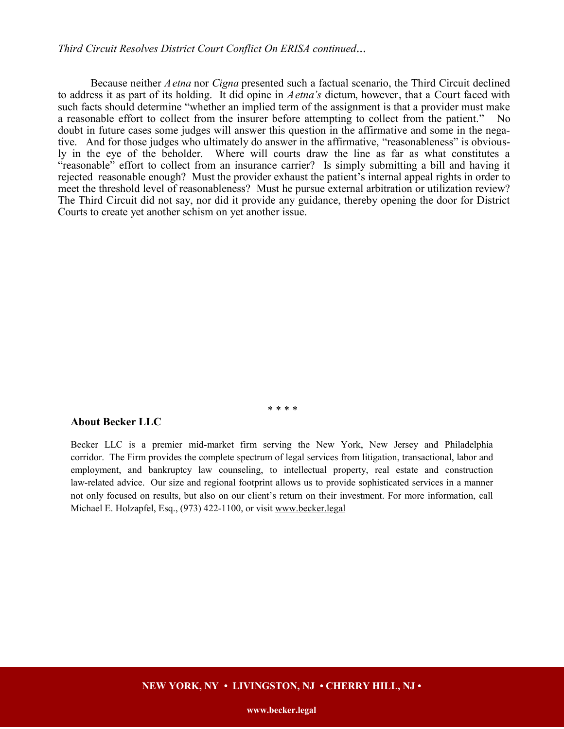*Third Circuit Resolves District Court Conflict On ERISA continued…*

Because neither *Aetna* nor *Cigna* presented such a factual scenario, the Third Circuit declined to address it as part of its holding. It did opine in *Aetna's* dictum, however, that a Court faced with such facts should determine "whether an implied term of the assignment is that a provider must make a reasonable effort to collect from the insurer before attempting to collect from the patient." No doubt in future cases some judges will answer this question in the affirmative and some in the negative. And for those judges who ultimately do answer in the affirmative, "reasonableness" is obviously in the eye of the beholder. Where will courts draw the line as far as what constitutes a "reasonable" effort to collect from an insurance carrier? Is simply submitting a bill and having it rejected reasonable enough? Must the provider exhaust the patient's internal appeal rights in order to meet the threshold level of reasonableness? Must he pursue external arbitration or utilization review? The Third Circuit did not say, nor did it provide any guidance, thereby opening the door for District Courts to create yet another schism on yet another issue.

\* \* \* \*

**About Becker LLC**

Becker LLC is a premier mid-market firm serving the New York, New Jersey and Philadelphia corridor. The Firm provides the complete spectrum of legal services from litigation, transactional, labor and employment, and bankruptcy law counseling, to intellectual property, real estate and construction law-related advice. Our size and regional footprint allows us to provide sophisticated services in a manner not only focused on results, but also on our client's return on their investment. For more information, call Michael E. Holzapfel, Esq., (973) 422-1100, or visit www.becker.legal

**NEW YORK, NY • LIVINGSTON, NJ • CHERRY HILL, NJ •**

**www.becker.legal**